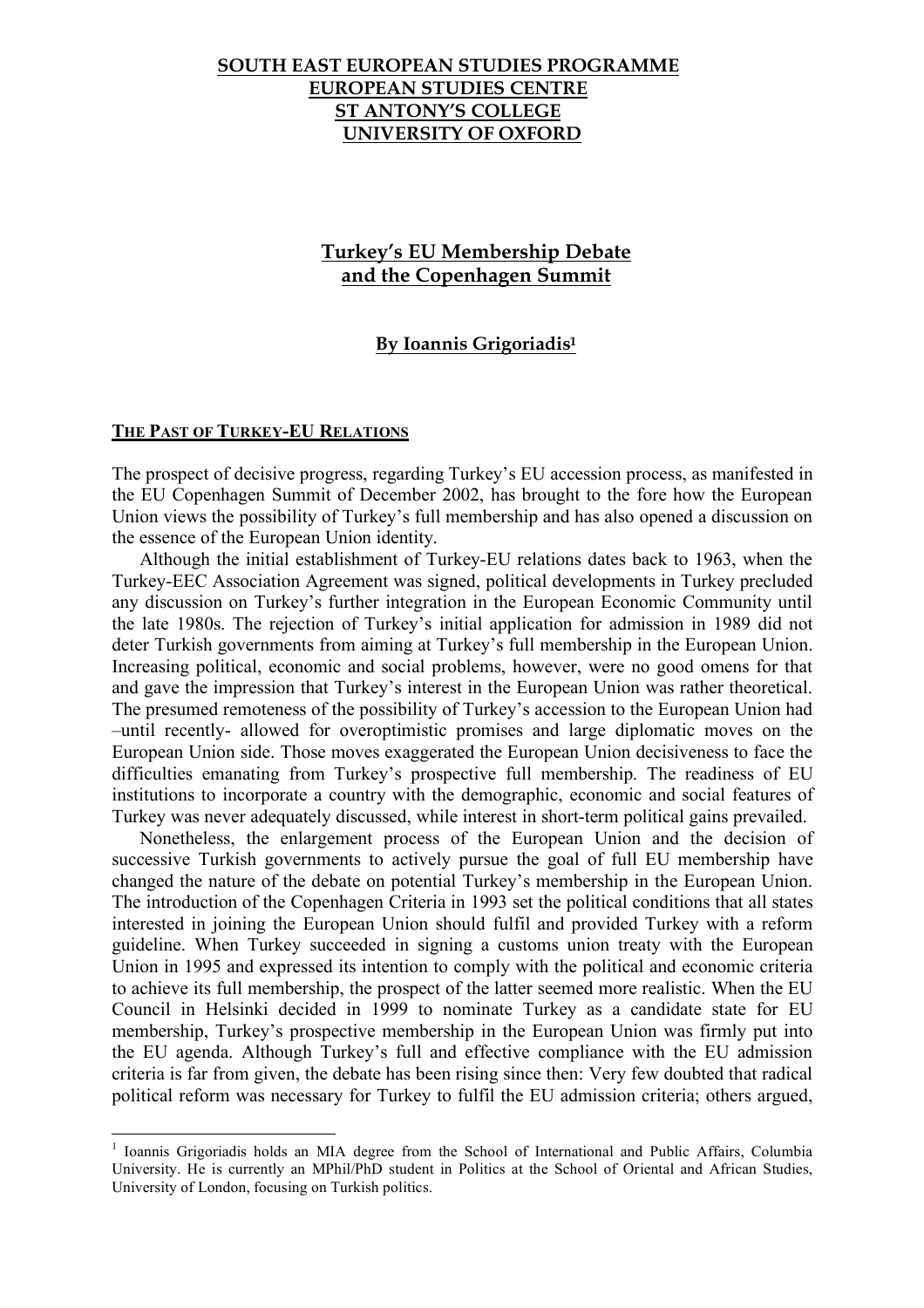**SOUTH EAST EUROPEAN STUDIES PROGRAMME**
**EUROPEAN STUDIES CENTRE**
**ST ANTONY'S COLLEGE**
**UNIVERSITY OF OXFORD**

# Turkey's EU Membership Debate and the Copenhagen Summit

**By Ioannis Grigoriadis[1]**

## THE PAST OF TURKEY-EU RELATIONS

The prospect of decisive progress, regarding Turkey's EU accession process, as manifested in the EU Copenhagen Summit of December 2002, has brought to the fore how the European Union views the possibility of Turkey's full membership and has also opened a discussion on the essence of the European Union identity.

Although the initial establishment of Turkey-EU relations dates back to 1963, when the Turkey-EEC Association Agreement was signed, political developments in Turkey precluded any discussion on Turkey's further integration in the European Economic Community until the late 1980s. The rejection of Turkey's initial application for admission in 1989 did not deter Turkish governments from aiming at Turkey's full membership in the European Union. Increasing political, economic and social problems, however, were no good omens for that and gave the impression that Turkey's interest in the European Union was rather theoretical. The presumed remoteness of the possibility of Turkey's accession to the European Union had –until recently- allowed for overoptimistic promises and large diplomatic moves on the European Union side. Those moves exaggerated the European Union decisiveness to face the difficulties emanating from Turkey's prospective full membership. The readiness of EU institutions to incorporate a country with the demographic, economic and social features of Turkey was never adequately discussed, while interest in short-term political gains prevailed.

Nonetheless, the enlargement process of the European Union and the decision of successive Turkish governments to actively pursue the goal of full EU membership have changed the nature of the debate on potential Turkey's membership in the European Union. The introduction of the Copenhagen Criteria in 1993 set the political conditions that all states interested in joining the European Union should fulfil and provided Turkey with a reform guideline. When Turkey succeeded in signing a customs union treaty with the European Union in 1995 and expressed its intention to comply with the political and economic criteria to achieve its full membership, the prospect of the latter seemed more realistic. When the EU Council in Helsinki decided in 1999 to nominate Turkey as a candidate state for EU membership, Turkey's prospective membership in the European Union was firmly put into the EU agenda. Although Turkey's full and effective compliance with the EU admission criteria is far from given, the debate has been rising since then: Very few doubted that radical political reform was necessary for Turkey to fulfil the EU admission criteria; others argued,

[1] Ioannis Grigoriadis holds an MIA degree from the School of International and Public Affairs, Columbia University. He is currently an MPhil/PhD student in Politics at the School of Oriental and African Studies, University of London, focusing on Turkish politics.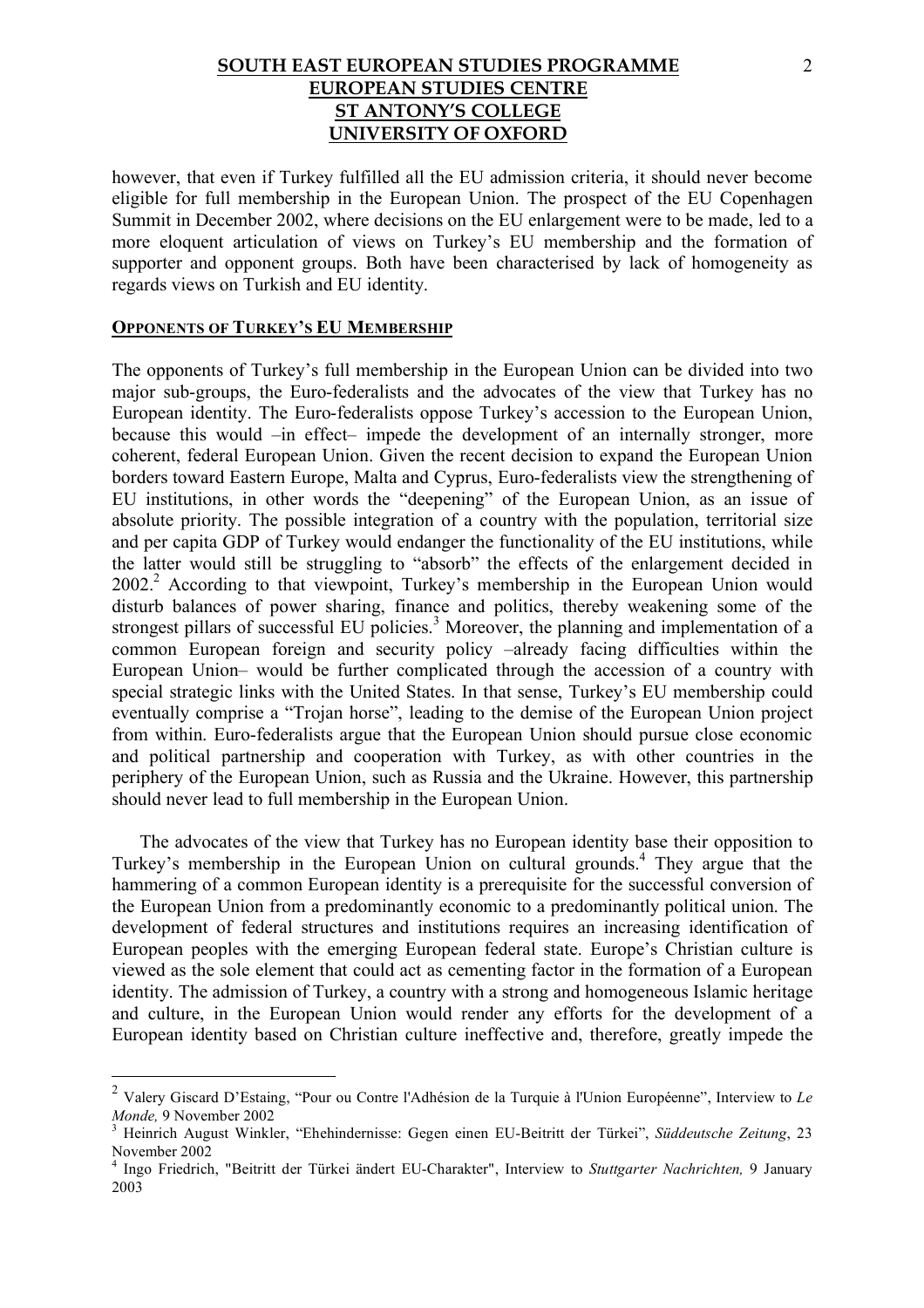however, that even if Turkey fulfilled all the EU admission criteria, it should never become eligible for full membership in the European Union. The prospect of the EU Copenhagen Summit in December 2002, where decisions on the EU enlargement were to be made, led to a more eloquent articulation of views on Turkey's EU membership and the formation of supporter and opponent groups. Both have been characterised by lack of homogeneity as regards views on Turkish and EU identity.

## OPPONENTS OF TURKEY'S EU MEMBERSHIP

The opponents of Turkey's full membership in the European Union can be divided into two major sub-groups, the Euro-federalists and the advocates of the view that Turkey has no European identity. The Euro-federalists oppose Turkey's accession to the European Union, because this would –in effect– impede the development of an internally stronger, more coherent, federal European Union. Given the recent decision to expand the European Union borders toward Eastern Europe, Malta and Cyprus, Euro-federalists view the strengthening of EU institutions, in other words the "deepening" of the European Union, as an issue of absolute priority. The possible integration of a country with the population, territorial size and per capita GDP of Turkey would endanger the functionality of the EU institutions, while the latter would still be struggling to "absorb" the effects of the enlargement decided in 2002.[2] According to that viewpoint, Turkey's membership in the European Union would disturb balances of power sharing, finance and politics, thereby weakening some of the strongest pillars of successful EU policies.[3] Moreover, the planning and implementation of a common European foreign and security policy –already facing difficulties within the European Union– would be further complicated through the accession of a country with special strategic links with the United States. In that sense, Turkey's EU membership could eventually comprise a "Trojan horse", leading to the demise of the European Union project from within. Euro-federalists argue that the European Union should pursue close economic and political partnership and cooperation with Turkey, as with other countries in the periphery of the European Union, such as Russia and the Ukraine. However, this partnership should never lead to full membership in the European Union.

The advocates of the view that Turkey has no European identity base their opposition to Turkey's membership in the European Union on cultural grounds.[4] They argue that the hammering of a common European identity is a prerequisite for the successful conversion of the European Union from a predominantly economic to a predominantly political union. The development of federal structures and institutions requires an increasing identification of European peoples with the emerging European federal state. Europe's Christian culture is viewed as the sole element that could act as cementing factor in the formation of a European identity. The admission of Turkey, a country with a strong and homogeneous Islamic heritage and culture, in the European Union would render any efforts for the development of a European identity based on Christian culture ineffective and, therefore, greatly impede the

---

[2] Valery Giscard D'Estaing, "Pour ou Contre l'Adhésion de la Turquie à l'Union Européenne", Interview to *Le Monde,* 9 November 2002

[3] Heinrich August Winkler, "Ehehindernisse: Gegen einen EU-Beitritt der Türkei", *Süddeutsche Zeitung*, 23 November 2002

[4] Ingo Friedrich, "Beitritt der Türkei ändert EU-Charakter", Interview to *Stuttgarter Nachrichten,* 9 January 2003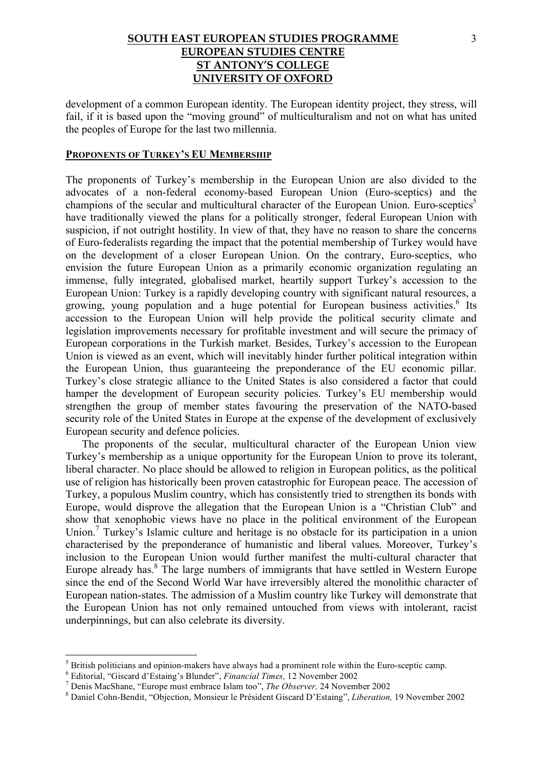development of a common European identity. The European identity project, they stress, will fail, if it is based upon the "moving ground" of multiculturalism and not on what has united the peoples of Europe for the last two millennia.

## PROPONENTS OF TURKEY'S EU MEMBERSHIP

The proponents of Turkey's membership in the European Union are also divided to the advocates of a non-federal economy-based European Union (Euro-sceptics) and the champions of the secular and multicultural character of the European Union. Euro-sceptics[5] have traditionally viewed the plans for a politically stronger, federal European Union with suspicion, if not outright hostility. In view of that, they have no reason to share the concerns of Euro-federalists regarding the impact that the potential membership of Turkey would have on the development of a closer European Union. On the contrary, Euro-sceptics, who envision the future European Union as a primarily economic organization regulating an immense, fully integrated, globalised market, heartily support Turkey's accession to the European Union: Turkey is a rapidly developing country with significant natural resources, a growing, young population and a huge potential for European business activities.[6] Its accession to the European Union will help provide the political security climate and legislation improvements necessary for profitable investment and will secure the primacy of European corporations in the Turkish market. Besides, Turkey's accession to the European Union is viewed as an event, which will inevitably hinder further political integration within the European Union, thus guaranteeing the preponderance of the EU economic pillar. Turkey's close strategic alliance to the United States is also considered a factor that could hamper the development of European security policies. Turkey's EU membership would strengthen the group of member states favouring the preservation of the NATO-based security role of the United States in Europe at the expense of the development of exclusively European security and defence policies.

The proponents of the secular, multicultural character of the European Union view Turkey's membership as a unique opportunity for the European Union to prove its tolerant, liberal character. No place should be allowed to religion in European politics, as the political use of religion has historically been proven catastrophic for European peace. The accession of Turkey, a populous Muslim country, which has consistently tried to strengthen its bonds with Europe, would disprove the allegation that the European Union is a "Christian Club" and show that xenophobic views have no place in the political environment of the European Union.[7] Turkey's Islamic culture and heritage is no obstacle for its participation in a union characterised by the preponderance of humanistic and liberal values. Moreover, Turkey's inclusion to the European Union would further manifest the multi-cultural character that Europe already has.[8] The large numbers of immigrants that have settled in Western Europe since the end of the Second World War have irreversibly altered the monolithic character of European nation-states. The admission of a Muslim country like Turkey will demonstrate that the European Union has not only remained untouched from views with intolerant, racist underpinnings, but can also celebrate its diversity.

---

[5] British politicians and opinion-makers have always had a prominent role within the Euro-sceptic camp.

[6] Editorial, "Giscard d'Estaing's Blunder", *Financial Times,* 12 November 2002

[7] Denis MacShane, "Europe must embrace Islam too", *The Observer,* 24 November 2002

[8] Daniel Cohn-Bendit, "Objection, Monsieur le Président Giscard D'Estaing", *Liberation,* 19 November 2002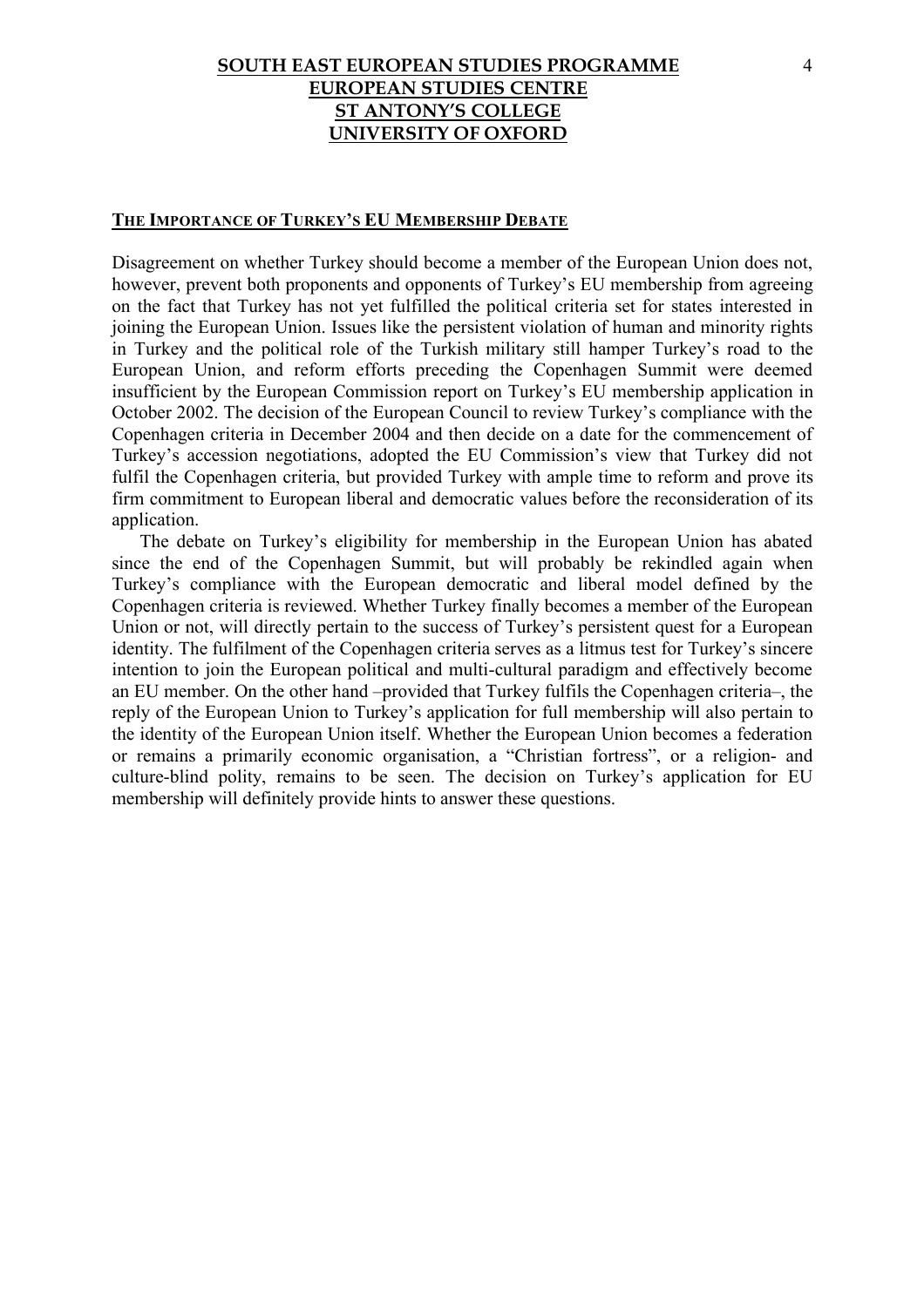## The Importance of Turkey's EU Membership Debate

Disagreement on whether Turkey should become a member of the European Union does not, however, prevent both proponents and opponents of Turkey's EU membership from agreeing on the fact that Turkey has not yet fulfilled the political criteria set for states interested in joining the European Union. Issues like the persistent violation of human and minority rights in Turkey and the political role of the Turkish military still hamper Turkey's road to the European Union, and reform efforts preceding the Copenhagen Summit were deemed insufficient by the European Commission report on Turkey's EU membership application in October 2002. The decision of the European Council to review Turkey's compliance with the Copenhagen criteria in December 2004 and then decide on a date for the commencement of Turkey's accession negotiations, adopted the EU Commission's view that Turkey did not fulfil the Copenhagen criteria, but provided Turkey with ample time to reform and prove its firm commitment to European liberal and democratic values before the reconsideration of its application.

The debate on Turkey's eligibility for membership in the European Union has abated since the end of the Copenhagen Summit, but will probably be rekindled again when Turkey's compliance with the European democratic and liberal model defined by the Copenhagen criteria is reviewed. Whether Turkey finally becomes a member of the European Union or not, will directly pertain to the success of Turkey's persistent quest for a European identity. The fulfilment of the Copenhagen criteria serves as a litmus test for Turkey's sincere intention to join the European political and multi-cultural paradigm and effectively become an EU member. On the other hand –provided that Turkey fulfils the Copenhagen criteria–, the reply of the European Union to Turkey's application for full membership will also pertain to the identity of the European Union itself. Whether the European Union becomes a federation or remains a primarily economic organisation, a "Christian fortress", or a religion- and culture-blind polity, remains to be seen. The decision on Turkey's application for EU membership will definitely provide hints to answer these questions.